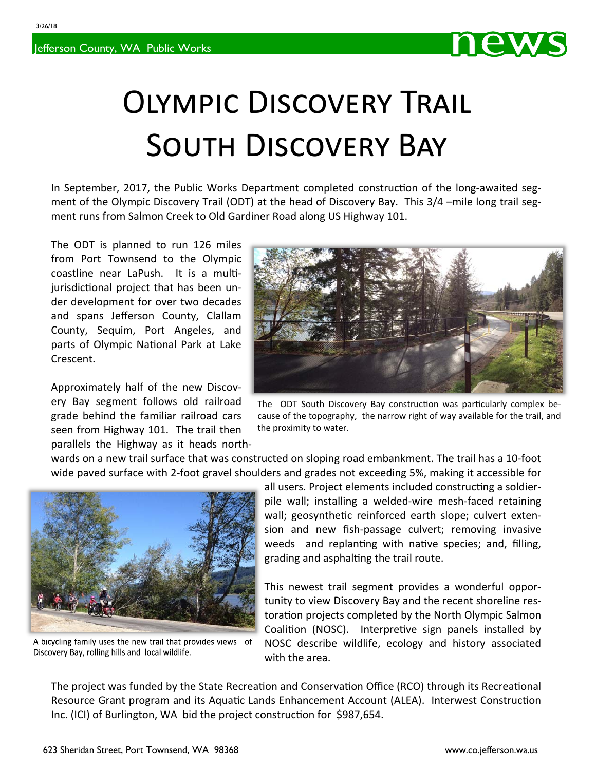# Olympic Discovery Trail South Discovery Bay

In September, 2017, the Public Works Department completed construction of the long-awaited segment of the Olympic Discovery Trail (ODT) at the head of Discovery Bay. This 3/4 –mile long trail segment runs from Salmon Creek to Old Gardiner Road along US Highway 101.

The ODT is planned to run 126 miles from Port Townsend to the Olympic coastline near LaPush. It is a multi-jurisdictional project that has been under development for over two decades and spans Jefferson County, Clallam County, Sequim, Port Angeles, and parts of Olympic National Park at Lake Crescent.

The ODT South Discovery Bay construction was particularly complex because of the topography, the narrow right of way available for the trail, and the proximity to water.

Approximately half of the new Discovery Bay segment follows old railroad grade behind the familiar railroad cars seen from Highway 101. The trail then parallels the Highway as it heads northwards on a new trail surface that was constructed on sloping road embankment. The trail has a 10-foot wide paved surface with 2-foot gravel shoulders and grades not exceeding 5%, making it accessible for all users. Project elements included constructing a soldier-pile wall; installing a welded-wire mesh-faced retaining wall; geosynthetic reinforced earth slope; culvert extension and new fish-passage culvert; removing invasive weeds and replanting with native species; and, filling, grading and asphalting the trail route.

A bicycling family uses the new trail that provides views of Discovery Bay, rolling hills and local wildlife.

This newest trail segment provides a wonderful opportunity to view Discovery Bay and the recent shoreline restoration projects completed by the North Olympic Salmon Coalition (NOSC). Interpretive sign panels installed by NOSC describe wildlife, ecology and history associated with the area.

The project was funded by the State Recreation and Conservation Office (RCO) through its Recreational Resource Grant program and its Aquatic Lands Enhancement Account (ALEA). Interwest Construction Inc. (ICI) of Burlington, WA bid the project construction for $987,654.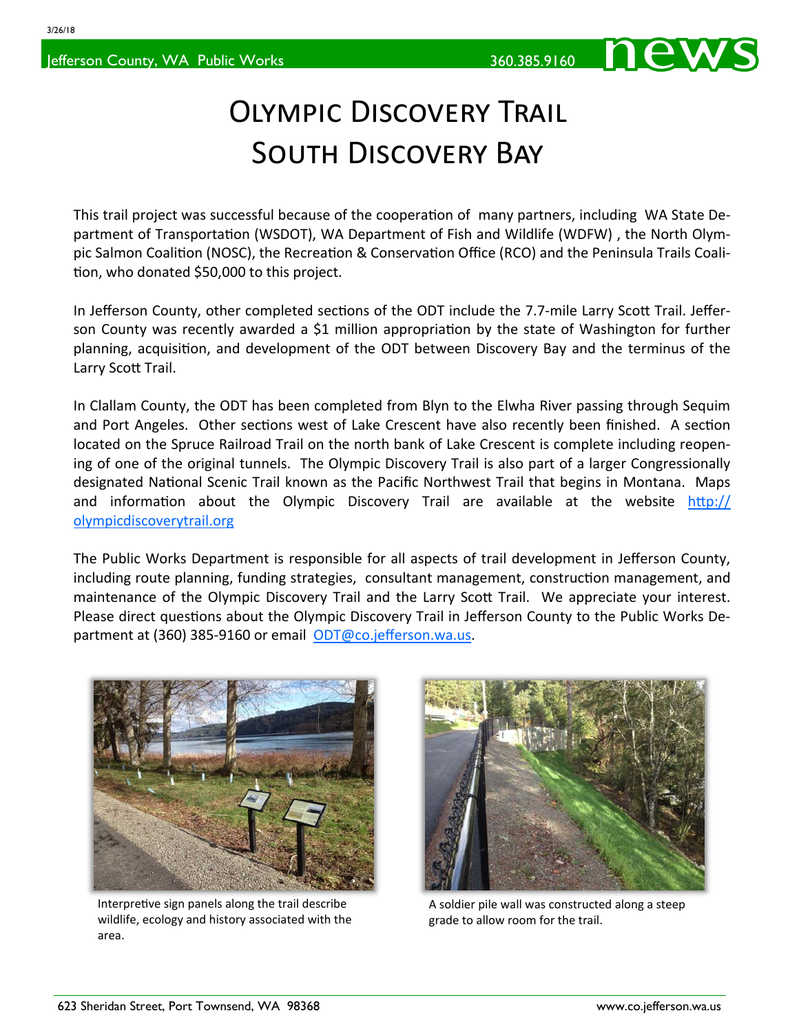# Olympic Discovery Trail
# South Discovery Bay

This trail project was successful because of the cooperation of many partners, including WA State Department of Transportation (WSDOT), WA Department of Fish and Wildlife (WDFW) , the North Olympic Salmon Coalition (NOSC), the Recreation & Conservation Office (RCO) and the Peninsula Trails Coalition, who donated $50,000 to this project.

In Jefferson County, other completed sections of the ODT include the 7.7-mile Larry Scott Trail. Jefferson County was recently awarded a $1 million appropriation by the state of Washington for further planning, acquisition, and development of the ODT between Discovery Bay and the terminus of the Larry Scott Trail.

In Clallam County, the ODT has been completed from Blyn to the Elwha River passing through Sequim and Port Angeles. Other sections west of Lake Crescent have also recently been finished. A section located on the Spruce Railroad Trail on the north bank of Lake Crescent is complete including reopening of one of the original tunnels. The Olympic Discovery Trail is also part of a larger Congressionally designated National Scenic Trail known as the Pacific Northwest Trail that begins in Montana. Maps and information about the Olympic Discovery Trail are available at the website http://olympicdiscoverytrail.org

The Public Works Department is responsible for all aspects of trail development in Jefferson County, including route planning, funding strategies, consultant management, construction management, and maintenance of the Olympic Discovery Trail and the Larry Scott Trail. We appreciate your interest. Please direct questions about the Olympic Discovery Trail in Jefferson County to the Public Works Department at (360) 385-9160 or email ODT@co.jefferson.wa.us.

Interpretive sign panels along the trail describe wildlife, ecology and history associated with the area.

A soldier pile wall was constructed along a steep grade to allow room for the trail.